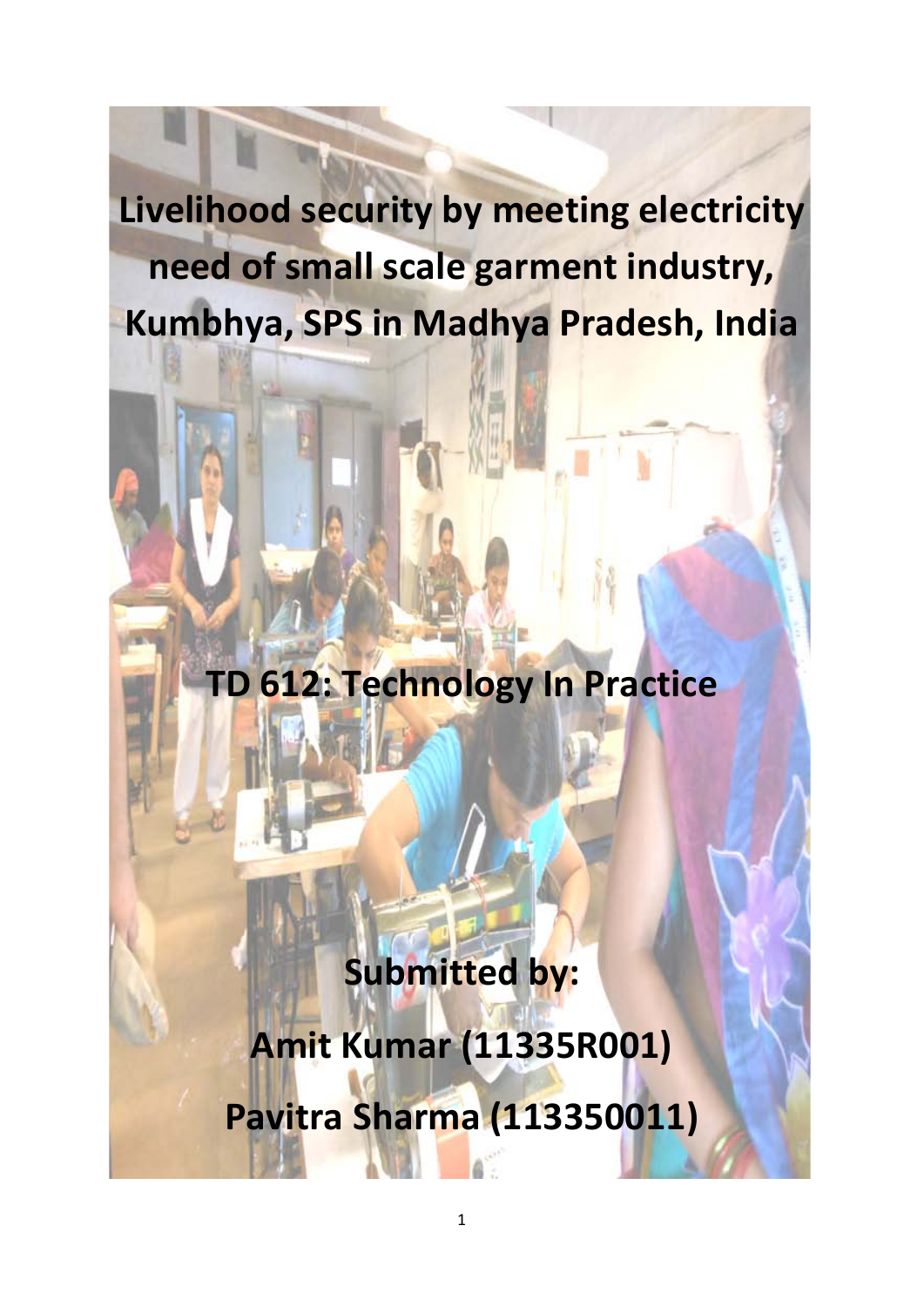# Livelihood security by meeting electricity need of small scale garment industry, Kumbhya, SPS in Madhya Pradesh, India

## TD 612: Technology In Practice

**Submitted by:**

**Amit Kumar (11335R001)**

**Pavitra Sharma (113350011)**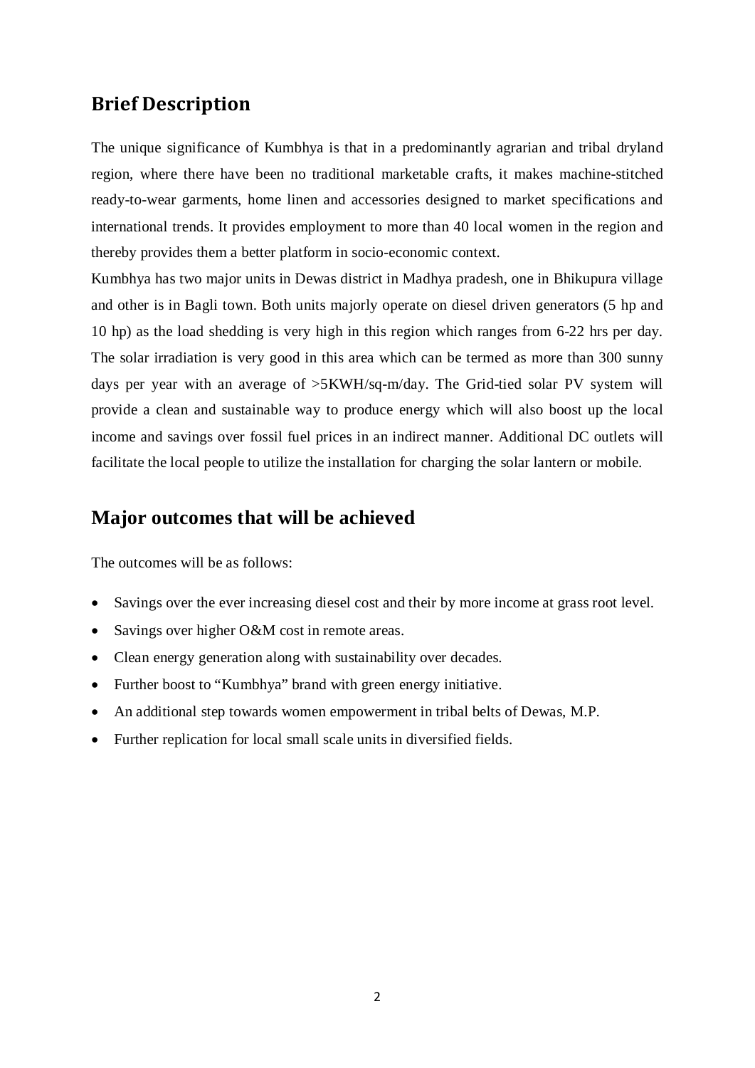## Brief Description

The unique significance of Kumbhya is that in a predominantly agrarian and tribal dryland region, where there have been no traditional marketable crafts, it makes machine-stitched ready-to-wear garments, home linen and accessories designed to market specifications and international trends. It provides employment to more than 40 local women in the region and thereby provides them a better platform in socio-economic context.

Kumbhya has two major units in Dewas district in Madhya pradesh, one in Bhikupura village and other is in Bagli town. Both units majorly operate on diesel driven generators (5 hp and 10 hp) as the load shedding is very high in this region which ranges from 6-22 hrs per day. The solar irradiation is very good in this area which can be termed as more than 300 sunny days per year with an average of >5KWH/sq-m/day. The Grid-tied solar PV system will provide a clean and sustainable way to produce energy which will also boost up the local income and savings over fossil fuel prices in an indirect manner. Additional DC outlets will facilitate the local people to utilize the installation for charging the solar lantern or mobile.

## Major outcomes that will be achieved

The outcomes will be as follows:

- Savings over the ever increasing diesel cost and their by more income at grass root level.
- Savings over higher O&M cost in remote areas.
- Clean energy generation along with sustainability over decades.
- Further boost to "Kumbhya" brand with green energy initiative.
- An additional step towards women empowerment in tribal belts of Dewas, M.P.
- Further replication for local small scale units in diversified fields.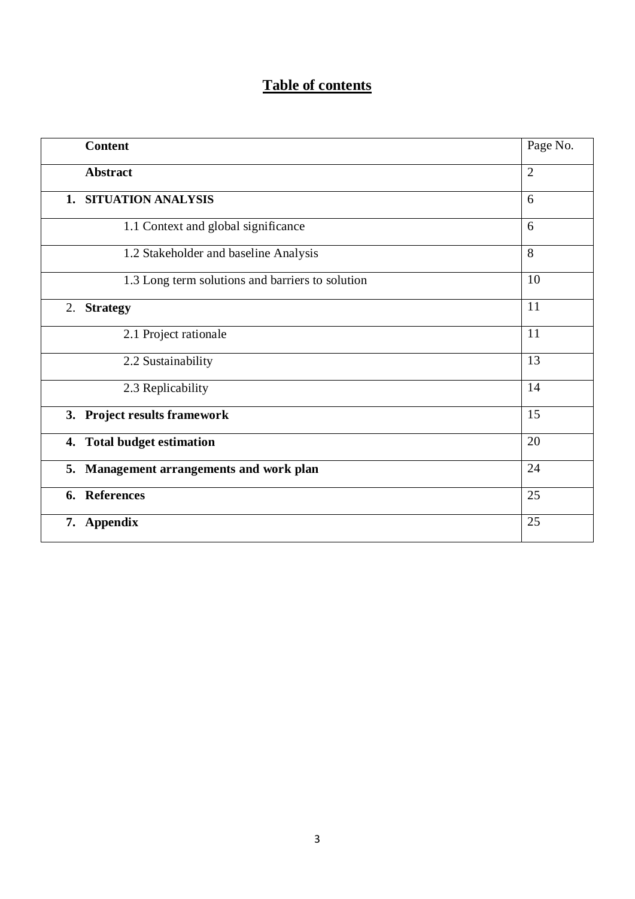# Table of contents

| Content | Page No. |
|---|---|
| **Abstract** | 2 |
| **1. SITUATION ANALYSIS** | 6 |
| 1.1 Context and global significance | 6 |
| 1.2 Stakeholder and baseline Analysis | 8 |
| 1.3 Long term solutions and barriers to solution | 10 |
| 2. **Strategy** | 11 |
| 2.1 Project rationale | 11 |
| 2.2 Sustainability | 13 |
| 2.3 Replicability | 14 |
| **3. Project results framework** | 15 |
| **4. Total budget estimation** | 20 |
| **5. Management arrangements and work plan** | 24 |
| **6. References** | 25 |
| **7. Appendix** | 25 |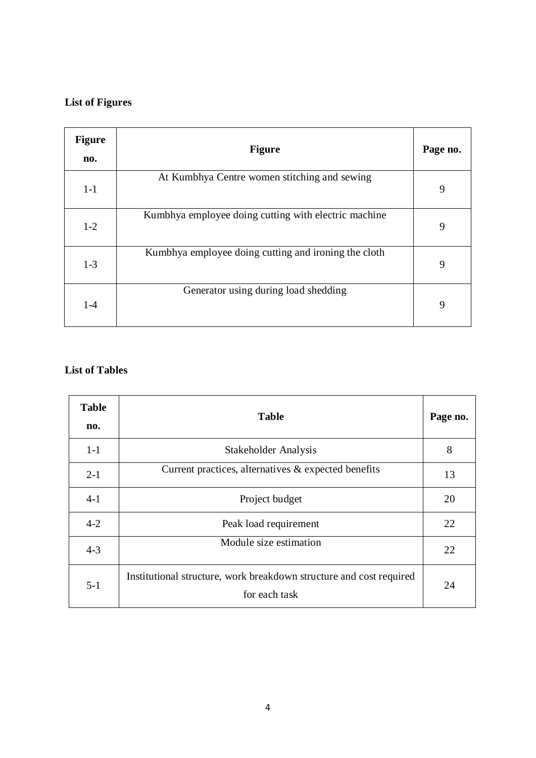**List of Figures**

| Figure no. | Figure | Page no. |
|---|---|---|
| 1-1 | At Kumbhya Centre women stitching and sewing | 9 |
| 1-2 | Kumbhya employee doing cutting with electric machine | 9 |
| 1-3 | Kumbhya employee doing cutting and ironing the cloth | 9 |
| 1-4 | Generator using during load shedding | 9 |

**List of Tables**

| Table no. | Table | Page no. |
|---|---|---|
| 1-1 | Stakeholder Analysis | 8 |
| 2-1 | Current practices, alternatives & expected benefits | 13 |
| 4-1 | Project budget | 20 |
| 4-2 | Peak load requirement | 22 |
| 4-3 | Module size estimation | 22 |
| 5-1 | Institutional structure, work breakdown structure and cost required for each task | 24 |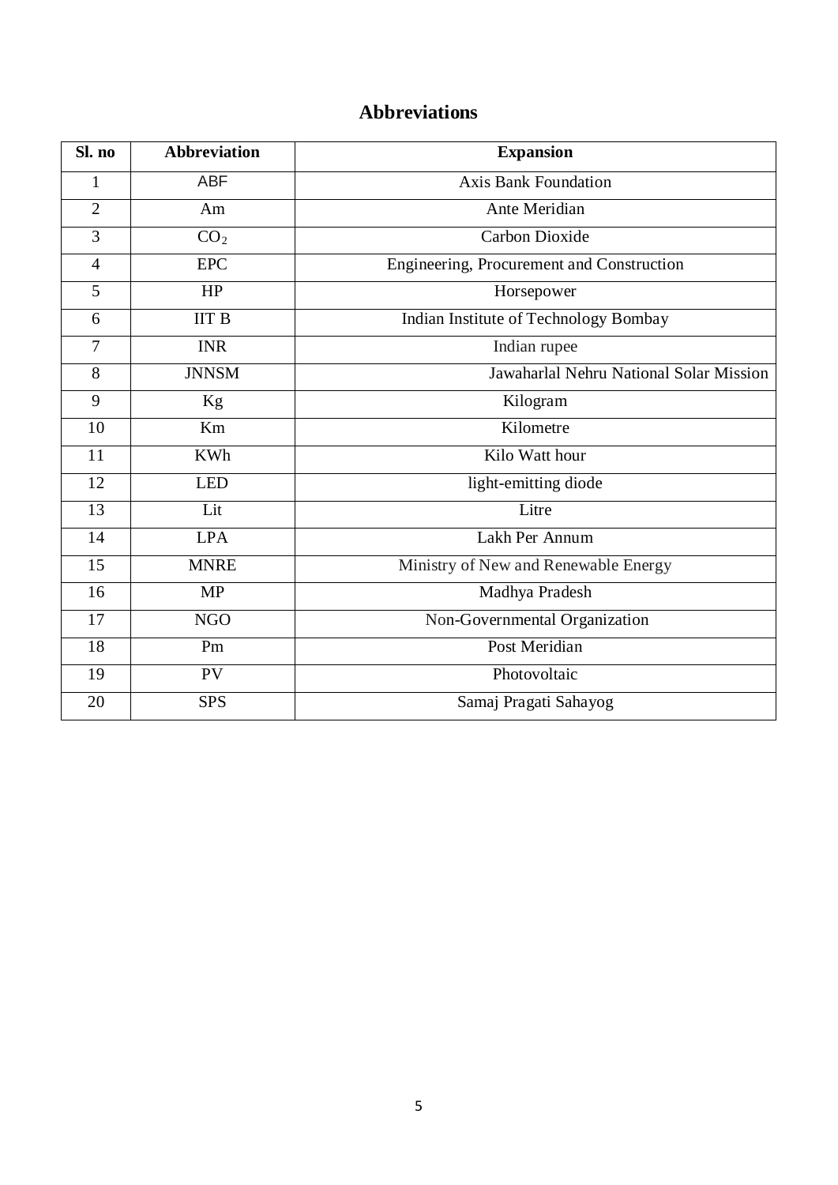# Abbreviations

| Sl. no | Abbreviation | Expansion |
|---|---|---|
| 1 | ABF | Axis Bank Foundation |
| 2 | Am | Ante Meridian |
| 3 | $CO_2$ | Carbon Dioxide |
| 4 | EPC | Engineering, Procurement and Construction |
| 5 | HP | Horsepower |
| 6 | IIT B | Indian Institute of Technology Bombay |
| 7 | INR | Indian rupee |
| 8 | JNNSM | Jawaharlal Nehru National Solar Mission |
| 9 | Kg | Kilogram |
| 10 | Km | Kilometre |
| 11 | KWh | Kilo Watt hour |
| 12 | LED | light-emitting diode |
| 13 | Lit | Litre |
| 14 | LPA | Lakh Per Annum |
| 15 | MNRE | Ministry of New and Renewable Energy |
| 16 | MP | Madhya Pradesh |
| 17 | NGO | Non-Governmental Organization |
| 18 | Pm | Post Meridian |
| 19 | PV | Photovoltaic |
| 20 | SPS | Samaj Pragati Sahayog |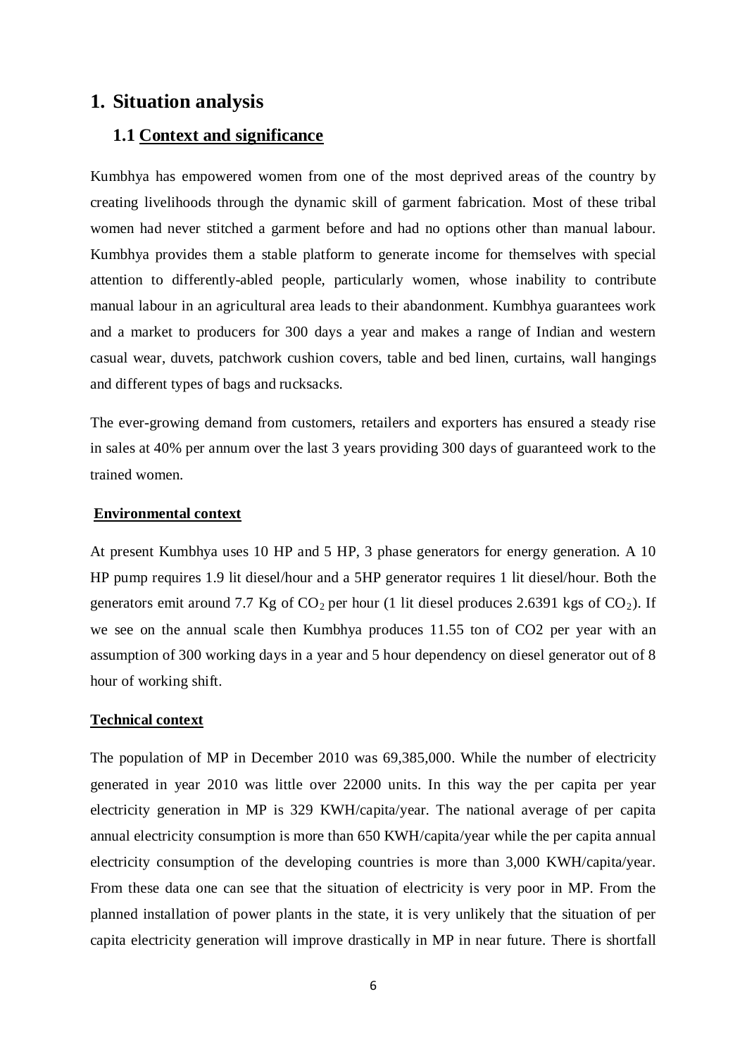# 1. Situation analysis

## 1.1 Context and significance

Kumbhya has empowered women from one of the most deprived areas of the country by creating livelihoods through the dynamic skill of garment fabrication. Most of these tribal women had never stitched a garment before and had no options other than manual labour. Kumbhya provides them a stable platform to generate income for themselves with special attention to differently-abled people, particularly women, whose inability to contribute manual labour in an agricultural area leads to their abandonment. Kumbhya guarantees work and a market to producers for 300 days a year and makes a range of Indian and western casual wear, duvets, patchwork cushion covers, table and bed linen, curtains, wall hangings and different types of bags and rucksacks.

The ever-growing demand from customers, retailers and exporters has ensured a steady rise in sales at 40% per annum over the last 3 years providing 300 days of guaranteed work to the trained women.

**Environmental context**

At present Kumbhya uses 10 HP and 5 HP, 3 phase generators for energy generation. A 10 HP pump requires 1.9 lit diesel/hour and a 5HP generator requires 1 lit diesel/hour. Both the generators emit around 7.7 Kg of $CO_2$ per hour (1 lit diesel produces 2.6391 kgs of $CO_2$). If we see on the annual scale then Kumbhya produces 11.55 ton of CO2 per year with an assumption of 300 working days in a year and 5 hour dependency on diesel generator out of 8 hour of working shift.

**Technical context**

The population of MP in December 2010 was 69,385,000. While the number of electricity generated in year 2010 was little over 22000 units. In this way the per capita per year electricity generation in MP is 329 KWH/capita/year. The national average of per capita annual electricity consumption is more than 650 KWH/capita/year while the per capita annual electricity consumption of the developing countries is more than 3,000 KWH/capita/year. From these data one can see that the situation of electricity is very poor in MP. From the planned installation of power plants in the state, it is very unlikely that the situation of per capita electricity generation will improve drastically in MP in near future. There is shortfall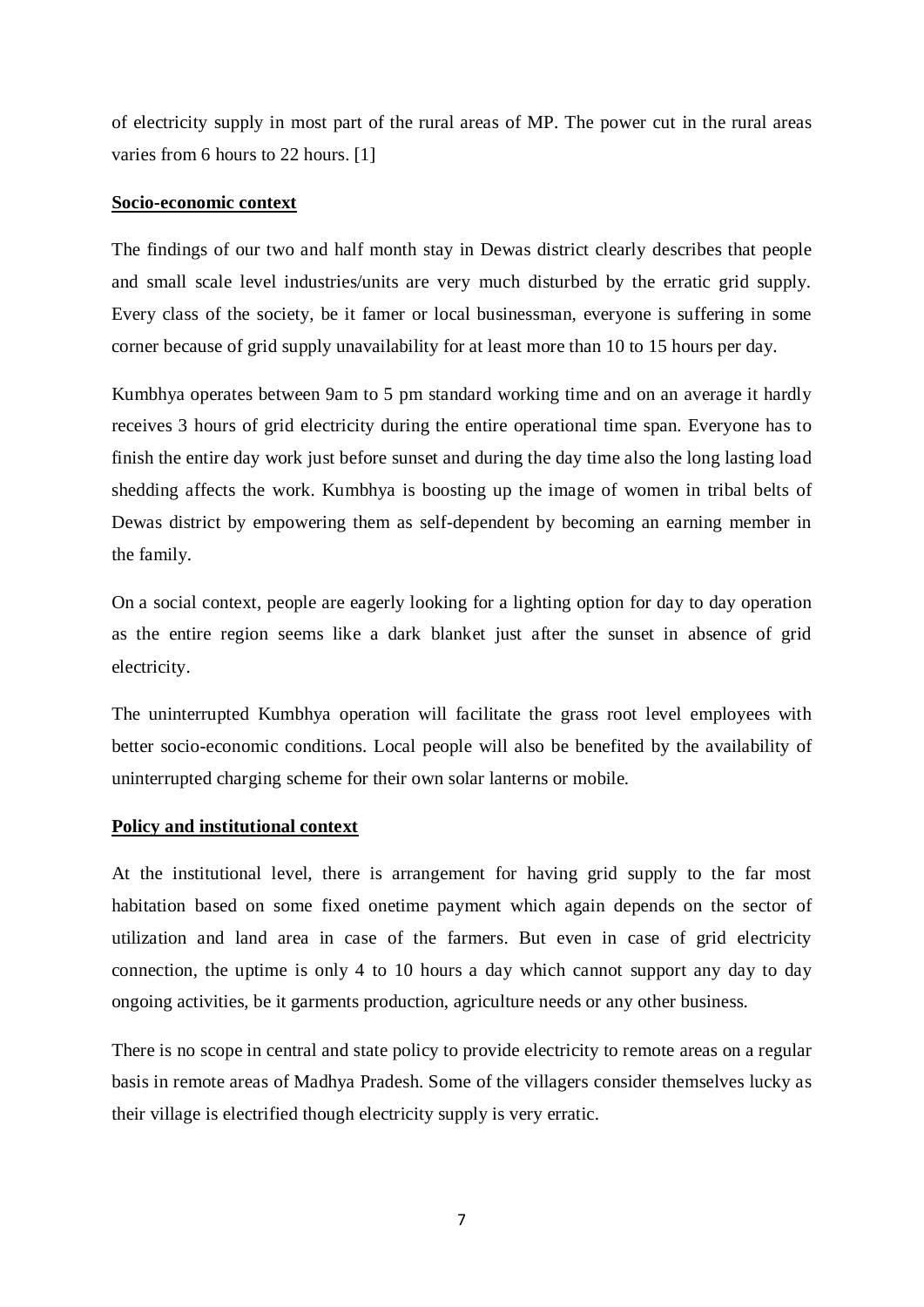of electricity supply in most part of the rural areas of MP. The power cut in the rural areas varies from 6 hours to 22 hours. [1]

**Socio-economic context**

The findings of our two and half month stay in Dewas district clearly describes that people and small scale level industries/units are very much disturbed by the erratic grid supply. Every class of the society, be it famer or local businessman, everyone is suffering in some corner because of grid supply unavailability for at least more than 10 to 15 hours per day.

Kumbhya operates between 9am to 5 pm standard working time and on an average it hardly receives 3 hours of grid electricity during the entire operational time span. Everyone has to finish the entire day work just before sunset and during the day time also the long lasting load shedding affects the work. Kumbhya is boosting up the image of women in tribal belts of Dewas district by empowering them as self-dependent by becoming an earning member in the family.

On a social context, people are eagerly looking for a lighting option for day to day operation as the entire region seems like a dark blanket just after the sunset in absence of grid electricity.

The uninterrupted Kumbhya operation will facilitate the grass root level employees with better socio-economic conditions. Local people will also be benefited by the availability of uninterrupted charging scheme for their own solar lanterns or mobile.

**Policy and institutional context**

At the institutional level, there is arrangement for having grid supply to the far most habitation based on some fixed onetime payment which again depends on the sector of utilization and land area in case of the farmers. But even in case of grid electricity connection, the uptime is only 4 to 10 hours a day which cannot support any day to day ongoing activities, be it garments production, agriculture needs or any other business.

There is no scope in central and state policy to provide electricity to remote areas on a regular basis in remote areas of Madhya Pradesh. Some of the villagers consider themselves lucky as their village is electrified though electricity supply is very erratic.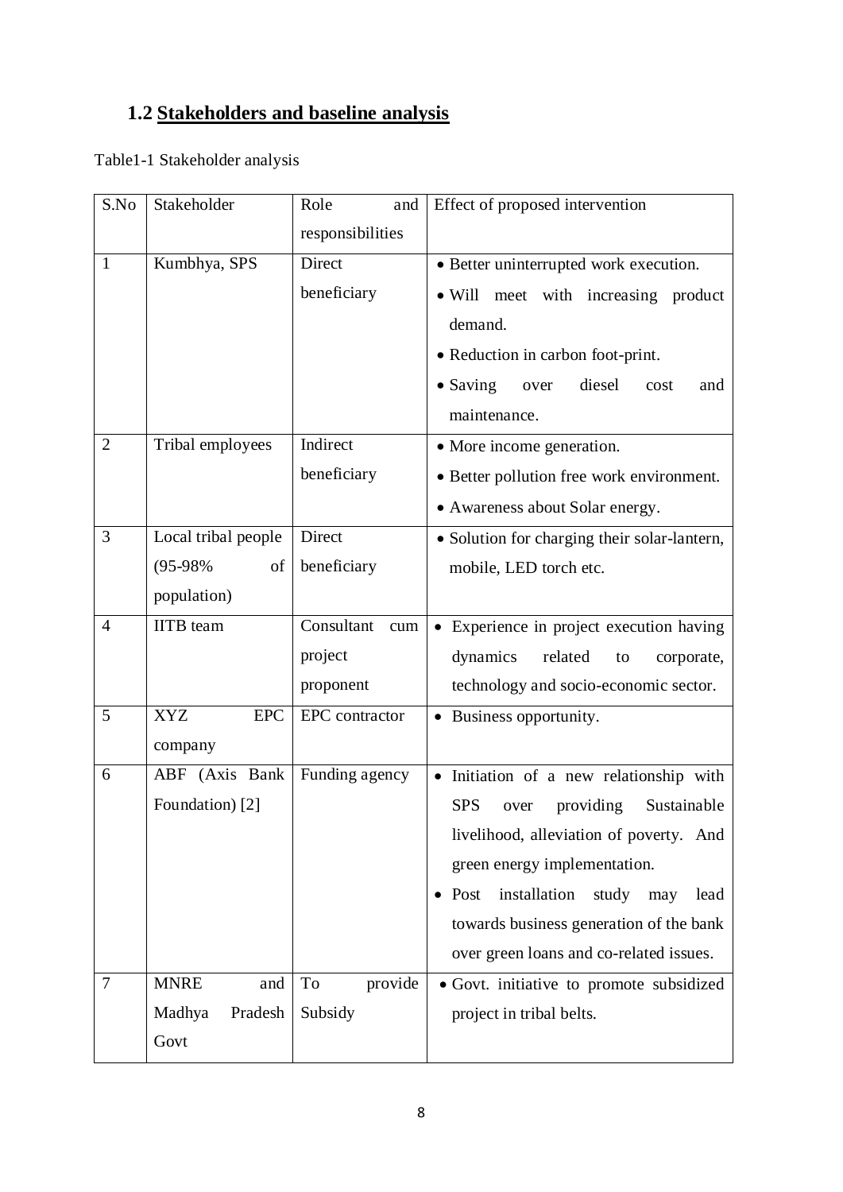## 1.2 Stakeholders and baseline analysis

Table1-1 Stakeholder analysis

| S.No | Stakeholder | Role and responsibilities | Effect of proposed intervention |
|---|---|---|---|
| 1 | Kumbhya, SPS | Direct beneficiary | • Better uninterrupted work execution.<br>• Will meet with increasing product demand.<br>• Reduction in carbon foot-print.<br>• Saving over diesel cost and maintenance. |
| 2 | Tribal employees | Indirect beneficiary | • More income generation.<br>• Better pollution free work environment.<br>• Awareness about Solar energy. |
| 3 | Local tribal people (95-98% of population) | Direct beneficiary | • Solution for charging their solar-lantern, mobile, LED torch etc. |
| 4 | IITB team | Consultant cum project proponent | • Experience in project execution having dynamics related to corporate, technology and socio-economic sector. |
| 5 | XYZ EPC company | EPC contractor | • Business opportunity. |
| 6 | ABF (Axis Bank Foundation) [2] | Funding agency | • Initiation of a new relationship with SPS over providing Sustainable livelihood, alleviation of poverty. And green energy implementation.<br>• Post installation study may lead towards business generation of the bank over green loans and co-related issues. |
| 7 | MNRE and Madhya Pradesh Govt | To provide Subsidy | • Govt. initiative to promote subsidized project in tribal belts. |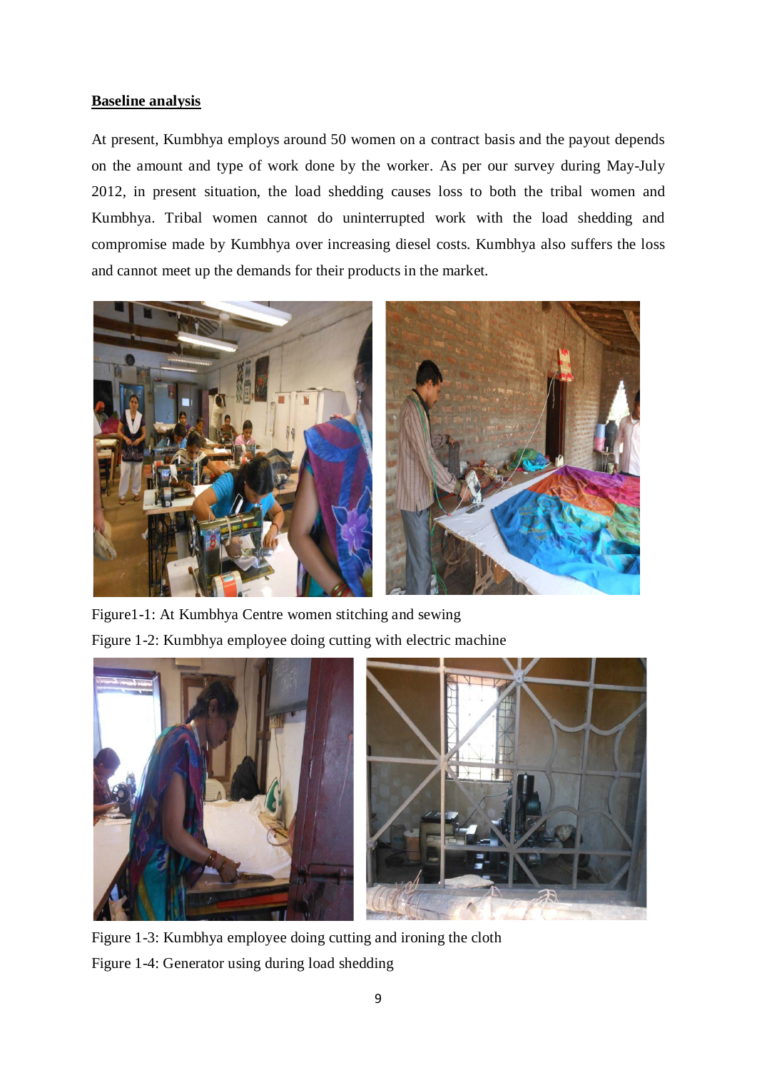## Baseline analysis

At present, Kumbhya employs around 50 women on a contract basis and the payout depends on the amount and type of work done by the worker. As per our survey during May-July 2012, in present situation, the load shedding causes loss to both the tribal women and Kumbhya. Tribal women cannot do uninterrupted work with the load shedding and compromise made by Kumbhya over increasing diesel costs. Kumbhya also suffers the loss and cannot meet up the demands for their products in the market.

Figure1-1: At Kumbhya Centre women stitching and sewing

Figure 1-2: Kumbhya employee doing cutting with electric machine

Figure 1-3: Kumbhya employee doing cutting and ironing the cloth

Figure 1-4: Generator using during load shedding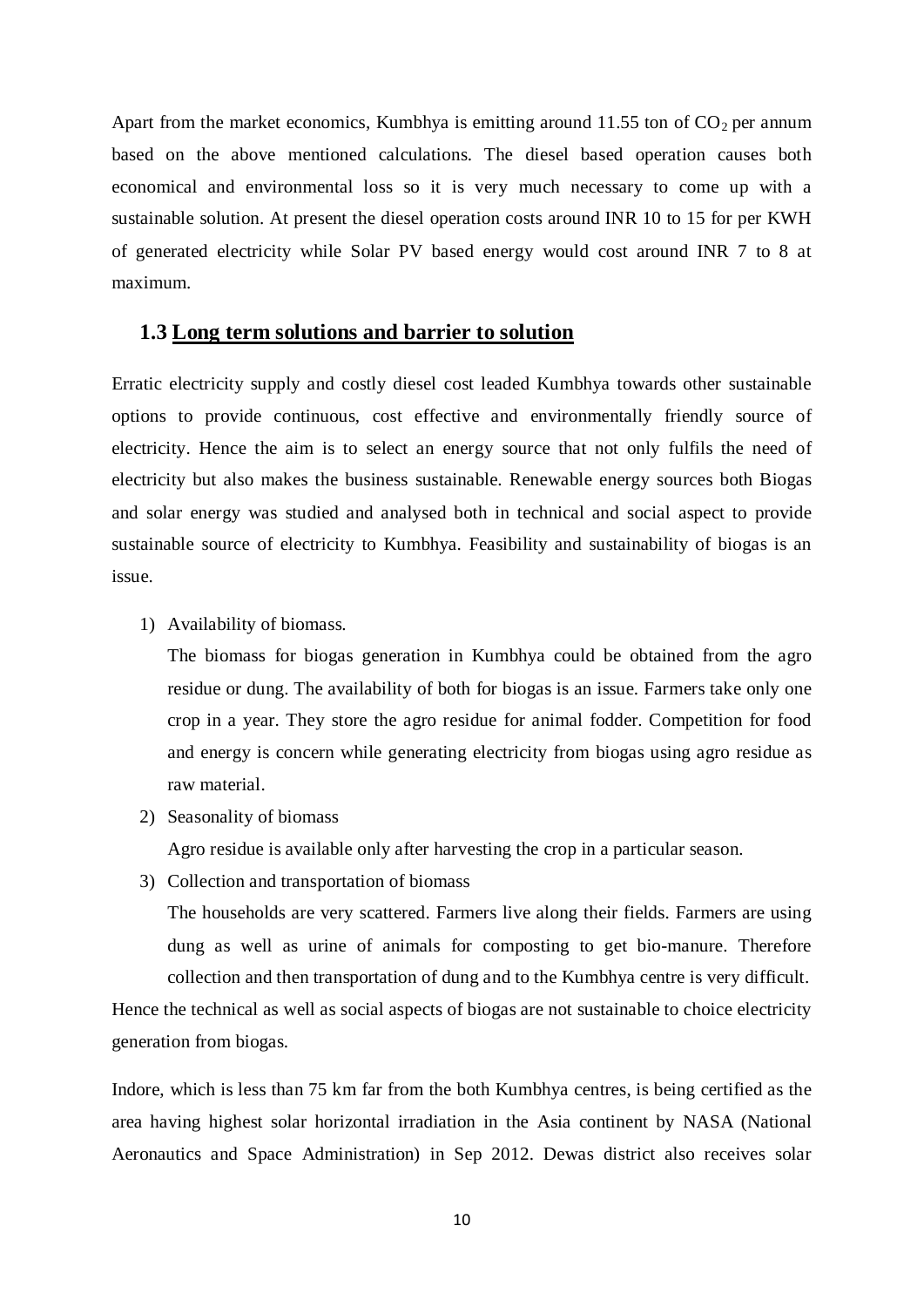Apart from the market economics, Kumbhya is emitting around 11.55 ton of $CO_2$ per annum based on the above mentioned calculations. The diesel based operation causes both economical and environmental loss so it is very much necessary to come up with a sustainable solution. At present the diesel operation costs around INR 10 to 15 for per KWH of generated electricity while Solar PV based energy would cost around INR 7 to 8 at maximum.

### 1.3 Long term solutions and barrier to solution

Erratic electricity supply and costly diesel cost leaded Kumbhya towards other sustainable options to provide continuous, cost effective and environmentally friendly source of electricity. Hence the aim is to select an energy source that not only fulfils the need of electricity but also makes the business sustainable. Renewable energy sources both Biogas and solar energy was studied and analysed both in technical and social aspect to provide sustainable source of electricity to Kumbhya. Feasibility and sustainability of biogas is an issue.

1) Availability of biomass.

   The biomass for biogas generation in Kumbhya could be obtained from the agro residue or dung. The availability of both for biogas is an issue. Farmers take only one crop in a year. They store the agro residue for animal fodder. Competition for food and energy is concern while generating electricity from biogas using agro residue as raw material.

2) Seasonality of biomass

   Agro residue is available only after harvesting the crop in a particular season.

3) Collection and transportation of biomass

   The households are very scattered. Farmers live along their fields. Farmers are using dung as well as urine of animals for composting to get bio-manure. Therefore collection and then transportation of dung and to the Kumbhya centre is very difficult.

Hence the technical as well as social aspects of biogas are not sustainable to choice electricity generation from biogas.

Indore, which is less than 75 km far from the both Kumbhya centres, is being certified as the area having highest solar horizontal irradiation in the Asia continent by NASA (National Aeronautics and Space Administration) in Sep 2012. Dewas district also receives solar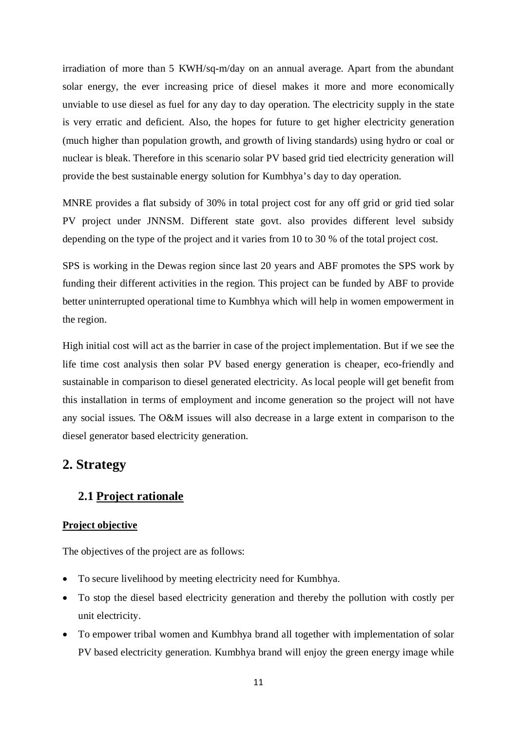irradiation of more than 5 KWH/sq-m/day on an annual average. Apart from the abundant solar energy, the ever increasing price of diesel makes it more and more economically unviable to use diesel as fuel for any day to day operation. The electricity supply in the state is very erratic and deficient. Also, the hopes for future to get higher electricity generation (much higher than population growth, and growth of living standards) using hydro or coal or nuclear is bleak. Therefore in this scenario solar PV based grid tied electricity generation will provide the best sustainable energy solution for Kumbhya's day to day operation.

MNRE provides a flat subsidy of 30% in total project cost for any off grid or grid tied solar PV project under JNNSM. Different state govt. also provides different level subsidy depending on the type of the project and it varies from 10 to 30 % of the total project cost.

SPS is working in the Dewas region since last 20 years and ABF promotes the SPS work by funding their different activities in the region. This project can be funded by ABF to provide better uninterrupted operational time to Kumbhya which will help in women empowerment in the region.

High initial cost will act as the barrier in case of the project implementation. But if we see the life time cost analysis then solar PV based energy generation is cheaper, eco-friendly and sustainable in comparison to diesel generated electricity. As local people will get benefit from this installation in terms of employment and income generation so the project will not have any social issues. The O&M issues will also decrease in a large extent in comparison to the diesel generator based electricity generation.

# 2. Strategy

## 2.1 Project rationale

**Project objective**

The objectives of the project are as follows:

- To secure livelihood by meeting electricity need for Kumbhya.
- To stop the diesel based electricity generation and thereby the pollution with costly per unit electricity.
- To empower tribal women and Kumbhya brand all together with implementation of solar PV based electricity generation. Kumbhya brand will enjoy the green energy image while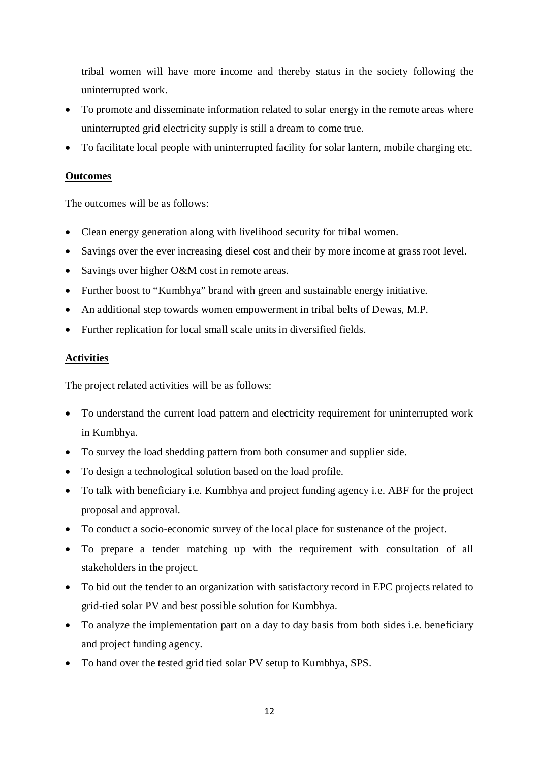tribal women will have more income and thereby status in the society following the uninterrupted work.

- To promote and disseminate information related to solar energy in the remote areas where uninterrupted grid electricity supply is still a dream to come true.
- To facilitate local people with uninterrupted facility for solar lantern, mobile charging etc.

**Outcomes**

The outcomes will be as follows:

- Clean energy generation along with livelihood security for tribal women.
- Savings over the ever increasing diesel cost and their by more income at grass root level.
- Savings over higher O&M cost in remote areas.
- Further boost to "Kumbhya" brand with green and sustainable energy initiative.
- An additional step towards women empowerment in tribal belts of Dewas, M.P.
- Further replication for local small scale units in diversified fields.

**Activities**

The project related activities will be as follows:

- To understand the current load pattern and electricity requirement for uninterrupted work in Kumbhya.
- To survey the load shedding pattern from both consumer and supplier side.
- To design a technological solution based on the load profile.
- To talk with beneficiary i.e. Kumbhya and project funding agency i.e. ABF for the project proposal and approval.
- To conduct a socio-economic survey of the local place for sustenance of the project.
- To prepare a tender matching up with the requirement with consultation of all stakeholders in the project.
- To bid out the tender to an organization with satisfactory record in EPC projects related to grid-tied solar PV and best possible solution for Kumbhya.
- To analyze the implementation part on a day to day basis from both sides i.e. beneficiary and project funding agency.
- To hand over the tested grid tied solar PV setup to Kumbhya, SPS.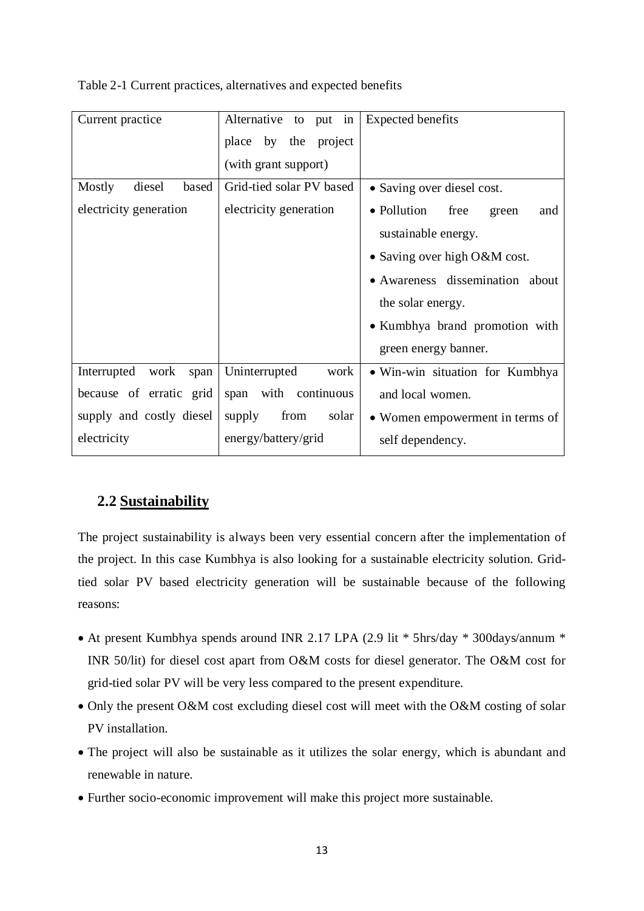Table 2-1 Current practices, alternatives and expected benefits

| Current practice | Alternative to put in place by the project (with grant support) | Expected benefits |
|---|---|---|
| Mostly diesel based electricity generation | Grid-tied solar PV based electricity generation | • Saving over diesel cost.<br>• Pollution free green and sustainable energy.<br>• Saving over high O&M cost.<br>• Awareness dissemination about the solar energy.<br>• Kumbhya brand promotion with green energy banner. |
| Interrupted work span because of erratic grid supply and costly diesel electricity | Uninterrupted work span with continuous supply from solar energy/battery/grid | • Win-win situation for Kumbhya and local women.<br>• Women empowerment in terms of self dependency. |

## 2.2 Sustainability

The project sustainability is always been very essential concern after the implementation of the project. In this case Kumbhya is also looking for a sustainable electricity solution. Grid-tied solar PV based electricity generation will be sustainable because of the following reasons:

- At present Kumbhya spends around INR 2.17 LPA (2.9 lit * 5hrs/day * 300days/annum * INR 50/lit) for diesel cost apart from O&M costs for diesel generator. The O&M cost for grid-tied solar PV will be very less compared to the present expenditure.
- Only the present O&M cost excluding diesel cost will meet with the O&M costing of solar PV installation.
- The project will also be sustainable as it utilizes the solar energy, which is abundant and renewable in nature.
- Further socio-economic improvement will make this project more sustainable.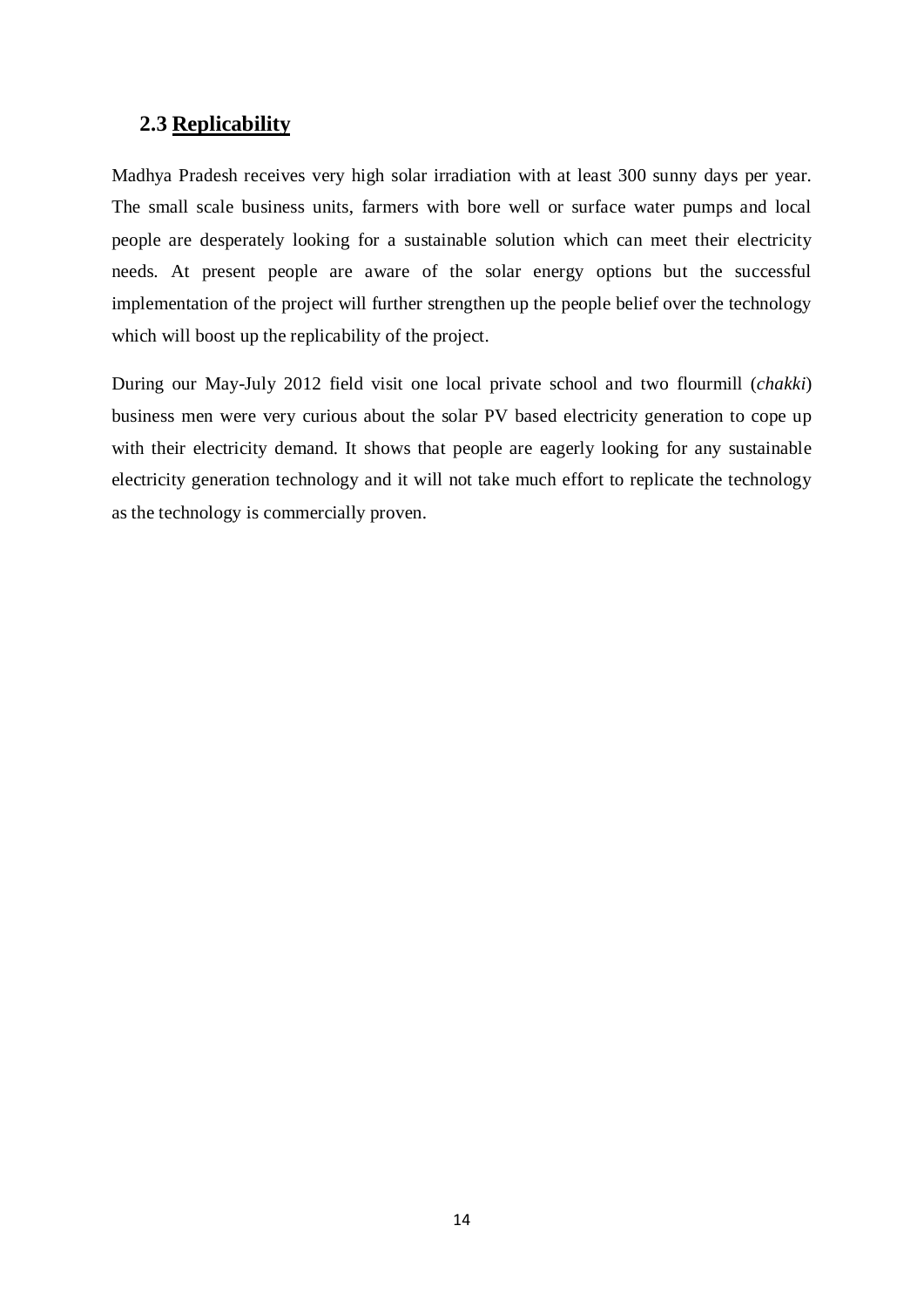## 2.3 <u>Replicability</u>

Madhya Pradesh receives very high solar irradiation with at least 300 sunny days per year. The small scale business units, farmers with bore well or surface water pumps and local people are desperately looking for a sustainable solution which can meet their electricity needs. At present people are aware of the solar energy options but the successful implementation of the project will further strengthen up the people belief over the technology which will boost up the replicability of the project.

During our May-July 2012 field visit one local private school and two flourmill (*chakki*) business men were very curious about the solar PV based electricity generation to cope up with their electricity demand. It shows that people are eagerly looking for any sustainable electricity generation technology and it will not take much effort to replicate the technology as the technology is commercially proven.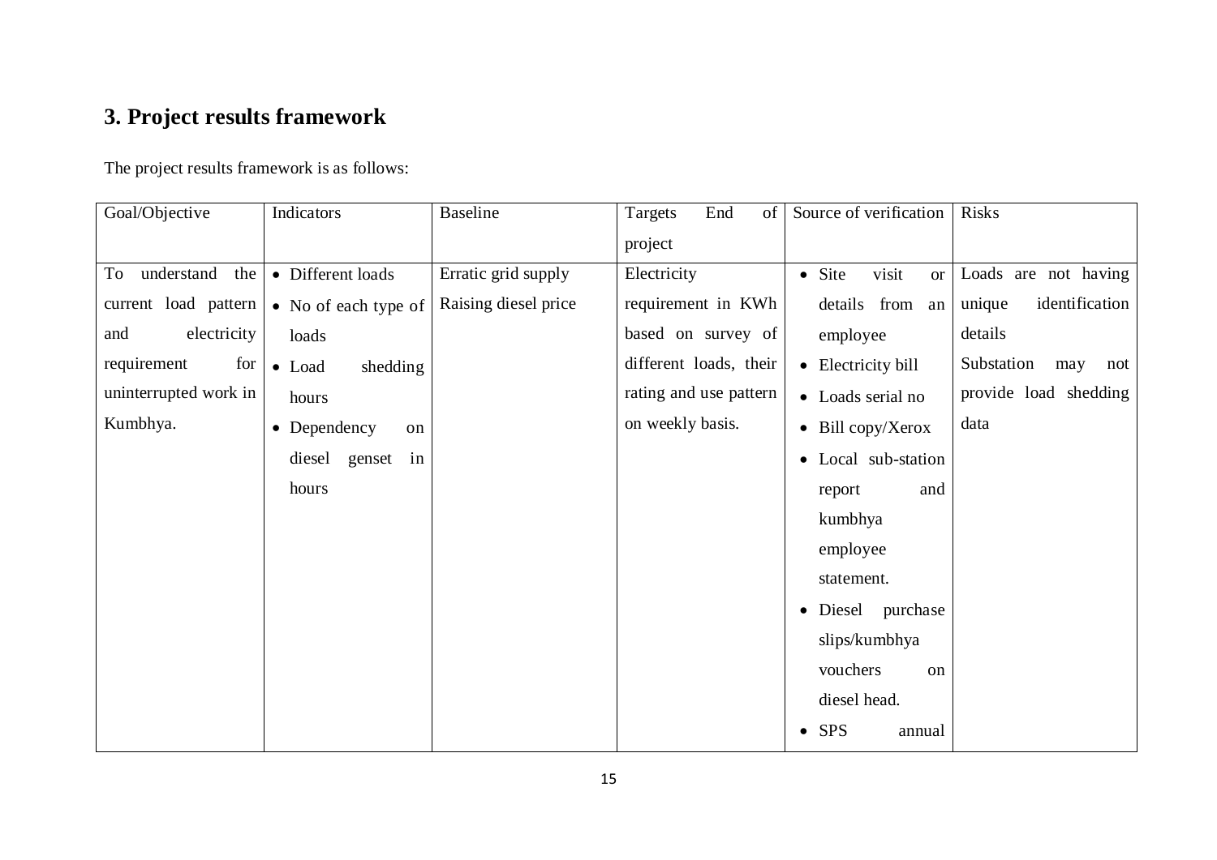## 3. Project results framework

The project results framework is as follows:

| Goal/Objective | Indicators | Baseline | Targets End of project | Source of verification | Risks |
|---|---|---|---|---|---|
| To understand the current load pattern and electricity requirement for uninterrupted work in Kumbhya. | • Different loads<br>• No of each type of loads<br>• Load shedding hours<br>• Dependency on diesel genset in hours | Erratic grid supply<br>Raising diesel price | Electricity requirement in KWh based on survey of different loads, their rating and use pattern on weekly basis. | • Site visit or details from an employee<br>• Electricity bill<br>• Loads serial no<br>• Bill copy/Xerox<br>• Local sub-station report and kumbhya employee statement.<br>• Diesel purchase slips/kumbhya vouchers on diesel head.<br>• SPS annual | Loads are not having unique identification details<br>Substation may not provide load shedding data |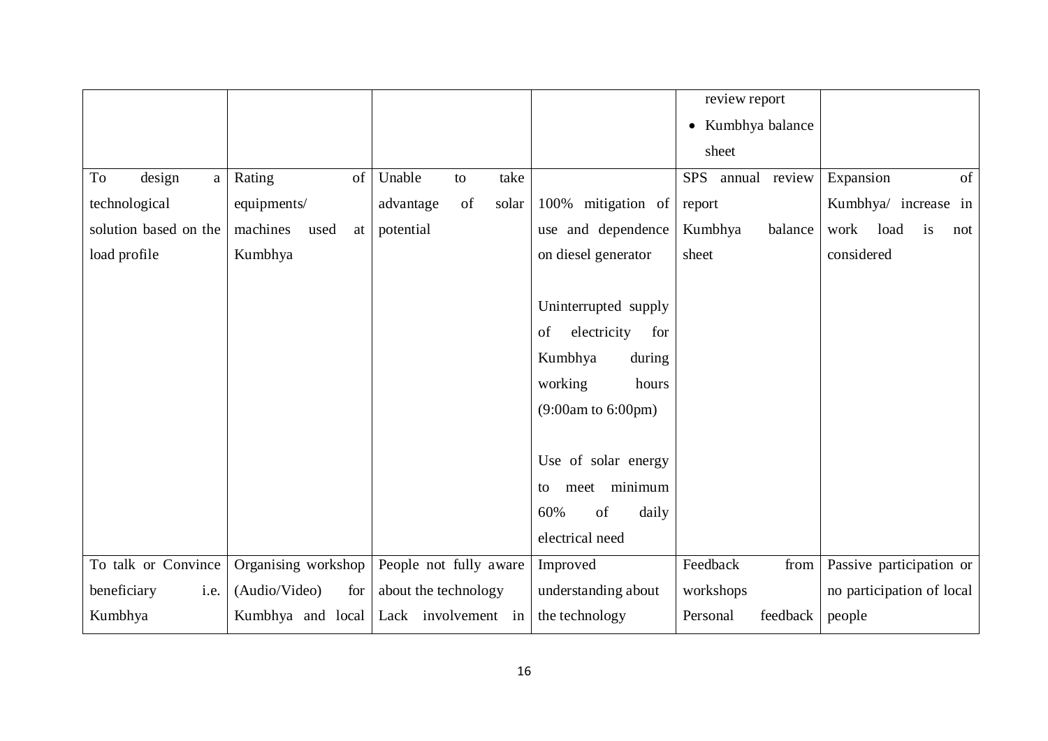| | | | | review report<br>• Kumbhya balance sheet | |
|---|---|---|---|---|---|
| To design a technological solution based on the load profile | Rating of equipments/ machines used at Kumbhya | Unable to take advantage of solar potential | 100% mitigation of use and dependence on diesel generator<br><br>Uninterrupted supply of electricity for Kumbhya during working hours (9:00am to 6:00pm)<br><br>Use of solar energy to meet minimum 60% of daily electrical need | SPS annual review report<br>Kumbhya balance sheet | Expansion of Kumbhya/ increase in work load is not considered |
| To talk or Convince beneficiary i.e. Kumbhya | Organising workshop (Audio/Video) for Kumbhya and local | People not fully aware about the technology<br>Lack involvement in | Improved understanding about the technology | Feedback from workshops<br>Personal feedback | Passive participation or no participation of local people |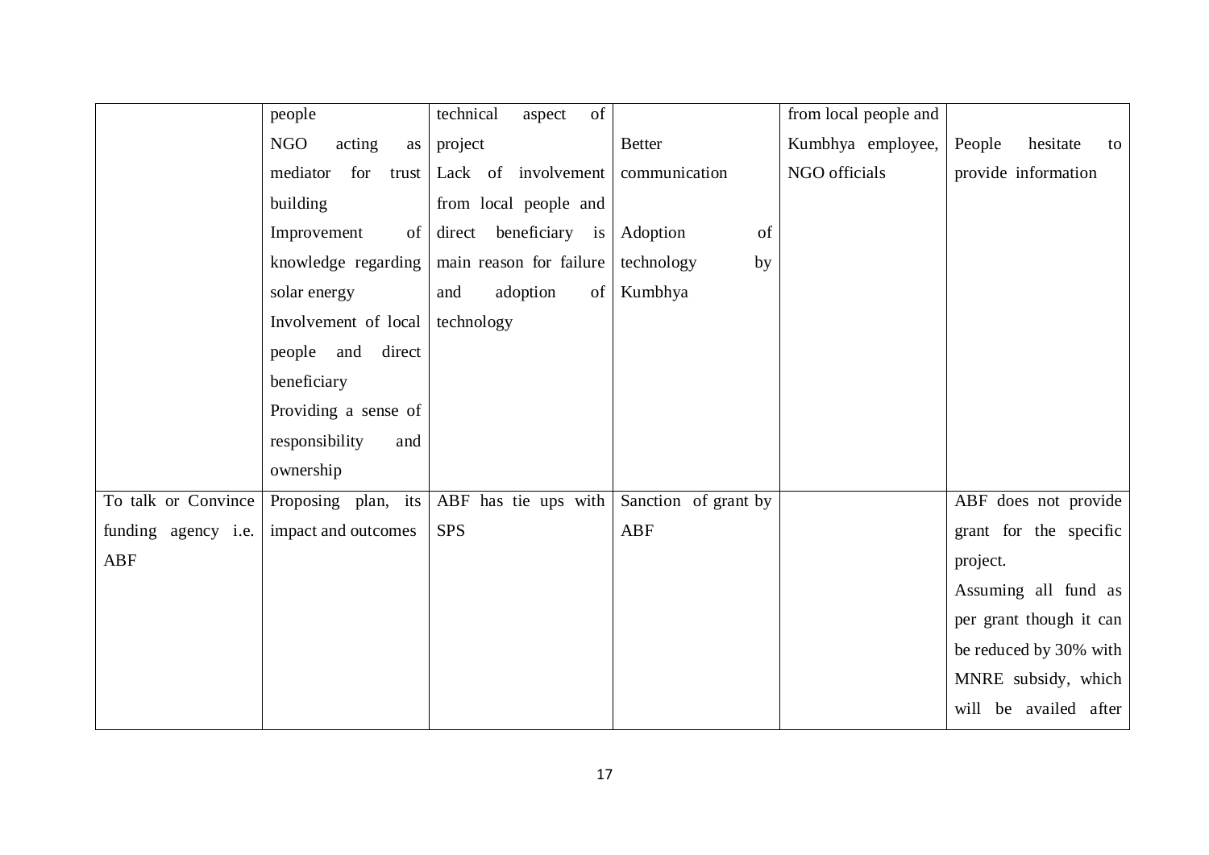| | | | | | |
|---|---|---|---|---|---|
| | people<br>NGO acting as mediator for trust building<br>Improvement of knowledge regarding solar energy<br>Involvement of local people and direct beneficiary<br>Providing a sense of responsibility and ownership | technical aspect of project<br>Lack of involvement from local people and direct beneficiary is main reason for failure and adoption of technology | Better communication<br><br>Adoption of technology by Kumbhya | from local people and Kumbhya employee, NGO officials | People hesitate to provide information |
| To talk or Convince funding agency i.e. ABF | Proposing plan, its impact and outcomes | ABF has tie ups with SPS | Sanction of grant by ABF | | ABF does not provide grant for the specific project.<br>Assuming all fund as per grant though it can be reduced by 30% with MNRE subsidy, which will be availed after |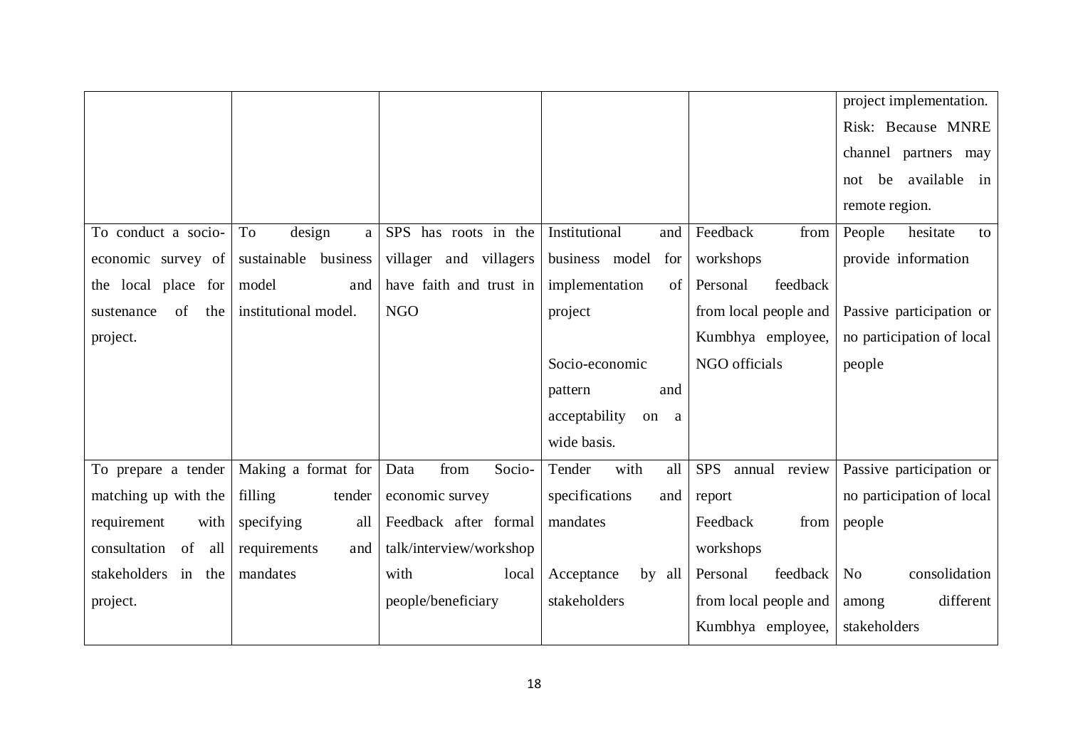| | | | | | |
|---|---|---|---|---|---|
| | | | | | project implementation.<br>Risk: Because MNRE channel partners may not be available in remote region. |
| To conduct a socio-economic survey of the local place for sustenance of the project. | To design a sustainable business model and institutional model. | SPS has roots in the villager and villagers have faith and trust in NGO | Institutional and business model for implementation of project<br><br>Socio-economic pattern and acceptability on a wide basis. | Feedback from workshops<br>Personal feedback from local people and Kumbhya employee, NGO officials | People hesitate to provide information<br><br>Passive participation or no participation of local people |
| To prepare a tender matching up with the requirement with consultation of all stakeholders in the project. | Making a format for filling tender specifying all requirements and mandates | Data from Socio-economic survey<br>Feedback after formal talk/interview/workshop with local people/beneficiary | Tender with all specifications and mandates<br><br>Acceptance by all stakeholders | SPS annual review report<br>Feedback from workshops<br>Personal feedback from local people and Kumbhya employee, | Passive participation or no participation of local people<br><br>No consolidation among different stakeholders |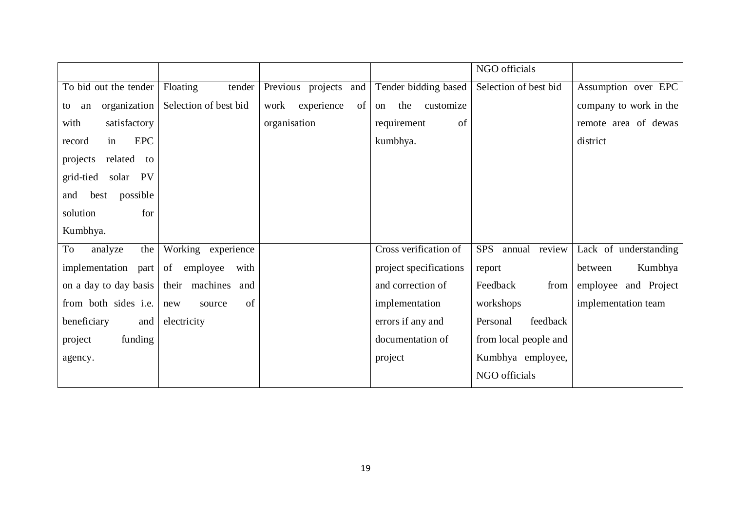| | | | | NGO officials | |
|---|---|---|---|---|---|
| To bid out the tender to an organization with satisfactory record in EPC projects related to grid-tied solar PV and best possible solution for Kumbhya. | Floating tender Selection of best bid | Previous projects and work experience of organisation | Tender bidding based on the customize requirement of kumbhya. | Selection of best bid | Assumption over EPC company to work in the remote area of dewas district |
| To analyze the implementation part on a day to day basis from both sides i.e. beneficiary and project funding agency. | Working experience of employee with their machines and new source of electricity | | Cross verification of project specifications and correction of implementation errors if any and documentation of project | SPS annual review report Feedback from workshops Personal feedback from local people and Kumbhya employee, NGO officials | Lack of understanding between Kumbhya employee and Project implementation team |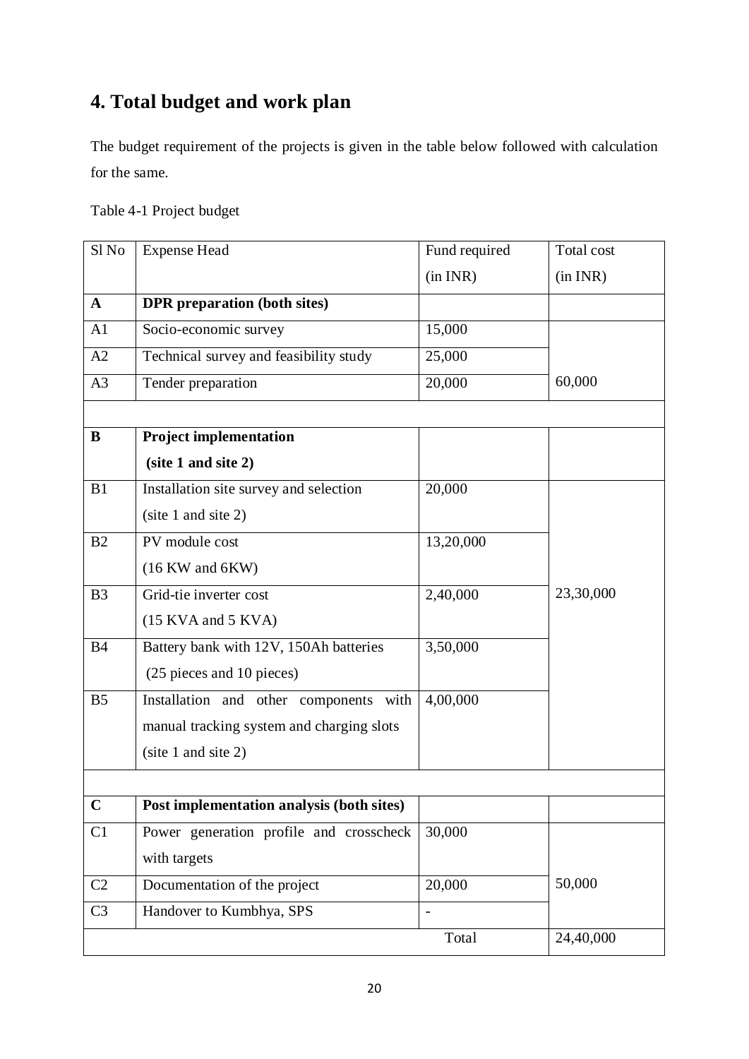# 4. Total budget and work plan

The budget requirement of the projects is given in the table below followed with calculation for the same.

Table 4-1 Project budget

| Sl No | Expense Head | Fund required (in INR) | Total cost (in INR) |
|---|---|---|---|
| **A** | **DPR preparation (both sites)** | | |
| A1 | Socio-economic survey | 15,000 | |
| A2 | Technical survey and feasibility study | 25,000 | |
| A3 | Tender preparation | 20,000 | 60,000 |
| | | | |
| **B** | **Project implementation (site 1 and site 2)** | | |
| B1 | Installation site survey and selection (site 1 and site 2) | 20,000 | |
| B2 | PV module cost (16 KW and 6KW) | 13,20,000 | |
| B3 | Grid-tie inverter cost (15 KVA and 5 KVA) | 2,40,000 | 23,30,000 |
| B4 | Battery bank with 12V, 150Ah batteries (25 pieces and 10 pieces) | 3,50,000 | |
| B5 | Installation and other components with manual tracking system and charging slots (site 1 and site 2) | 4,00,000 | |
| | | | |
| **C** | **Post implementation analysis (both sites)** | | |
| C1 | Power generation profile and crosscheck with targets | 30,000 | |
| C2 | Documentation of the project | 20,000 | 50,000 |
| C3 | Handover to Kumbhya, SPS | - | |
| | | Total | 24,40,000 |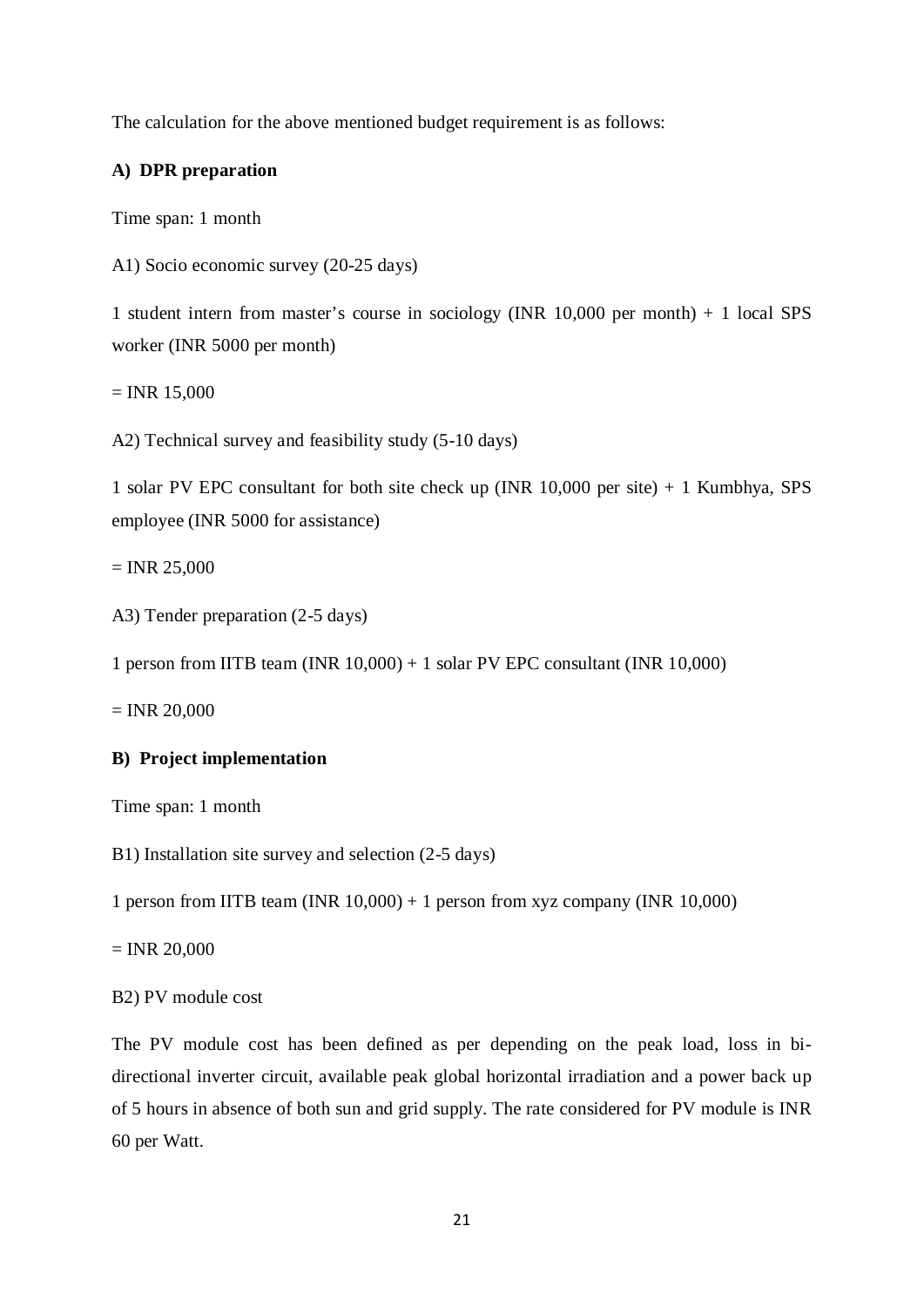The calculation for the above mentioned budget requirement is as follows:

**A) DPR preparation**

Time span: 1 month

A1) Socio economic survey (20-25 days)

1 student intern from master's course in sociology (INR 10,000 per month) + 1 local SPS worker (INR 5000 per month)

= INR 15,000

A2) Technical survey and feasibility study (5-10 days)

1 solar PV EPC consultant for both site check up (INR 10,000 per site) + 1 Kumbhya, SPS employee (INR 5000 for assistance)

= INR 25,000

A3) Tender preparation (2-5 days)

1 person from IITB team (INR 10,000) + 1 solar PV EPC consultant (INR 10,000)

= INR 20,000

**B) Project implementation**

Time span: 1 month

B1) Installation site survey and selection (2-5 days)

1 person from IITB team (INR 10,000) + 1 person from xyz company (INR 10,000)

= INR 20,000

B2) PV module cost

The PV module cost has been defined as per depending on the peak load, loss in bi-directional inverter circuit, available peak global horizontal irradiation and a power back up of 5 hours in absence of both sun and grid supply. The rate considered for PV module is INR 60 per Watt.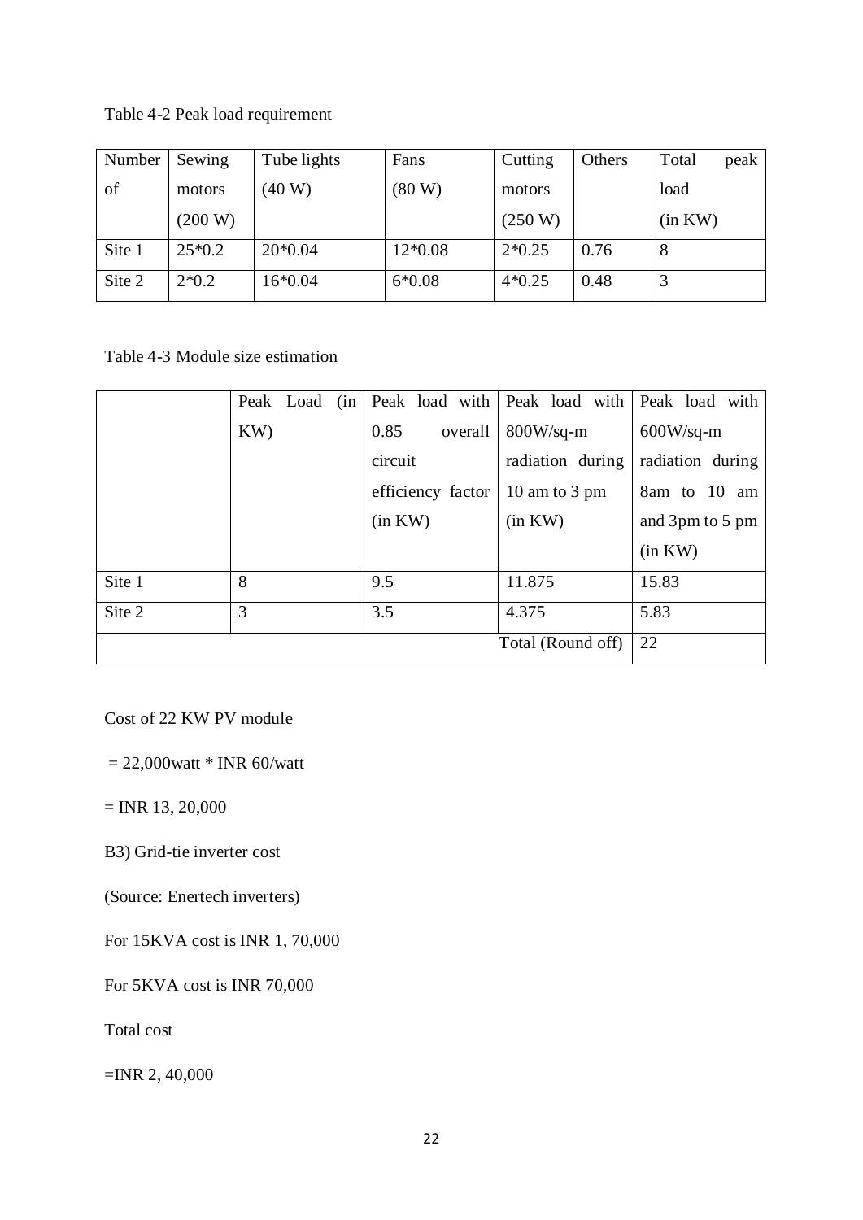Table 4-2 Peak load requirement

| Number of | Sewing motors (200 W) | Tube lights (40 W) | Fans (80 W) | Cutting motors (250 W) | Others | Total peak load (in KW) |
|---|---|---|---|---|---|---|
| Site 1 | 25*0.2 | 20*0.04 | 12*0.08 | 2*0.25 | 0.76 | 8 |
| Site 2 | 2*0.2 | 16*0.04 | 6*0.08 | 4*0.25 | 0.48 | 3 |

Table 4-3 Module size estimation

| | Peak Load (in KW) | Peak load with 0.85 overall circuit efficiency factor (in KW) | Peak load with 800W/sq-m radiation during 10 am to 3 pm (in KW) | Peak load with 600W/sq-m radiation during 8am to 10 am and 3pm to 5 pm (in KW) |
|---|---|---|---|---|
| Site 1 | 8 | 9.5 | 11.875 | 15.83 |
| Site 2 | 3 | 3.5 | 4.375 | 5.83 |
| | | | Total (Round off) | 22 |

Cost of 22 KW PV module

= 22,000watt * INR 60/watt

= INR 13, 20,000

B3) Grid-tie inverter cost

(Source: Enertech inverters)

For 15KVA cost is INR 1, 70,000

For 5KVA cost is INR 70,000

Total cost

=INR 2, 40,000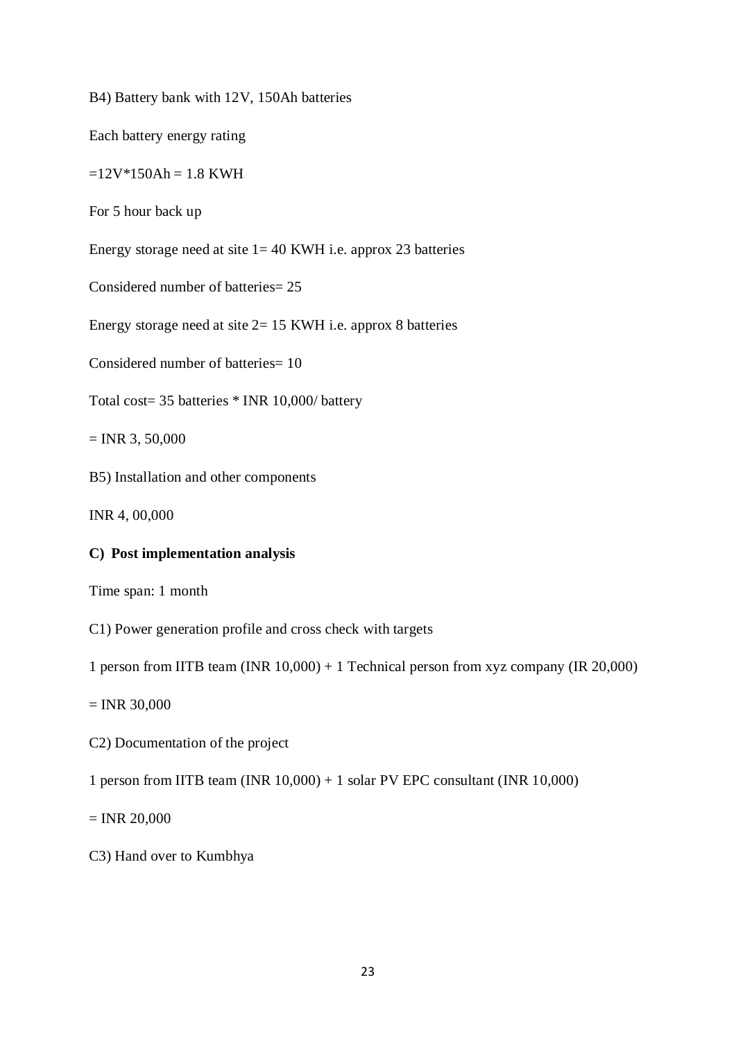B4) Battery bank with 12V, 150Ah batteries

Each battery energy rating

=12V*150Ah = 1.8 KWH

For 5 hour back up

Energy storage need at site 1= 40 KWH i.e. approx 23 batteries

Considered number of batteries= 25

Energy storage need at site 2= 15 KWH i.e. approx 8 batteries

Considered number of batteries= 10

Total cost= 35 batteries * INR 10,000/ battery

= INR 3, 50,000

B5) Installation and other components

INR 4, 00,000

**C) Post implementation analysis**

Time span: 1 month

C1) Power generation profile and cross check with targets

1 person from IITB team (INR 10,000) + 1 Technical person from xyz company (IR 20,000)

= INR 30,000

C2) Documentation of the project

1 person from IITB team (INR 10,000) + 1 solar PV EPC consultant (INR 10,000)

= INR 20,000

C3) Hand over to Kumbhya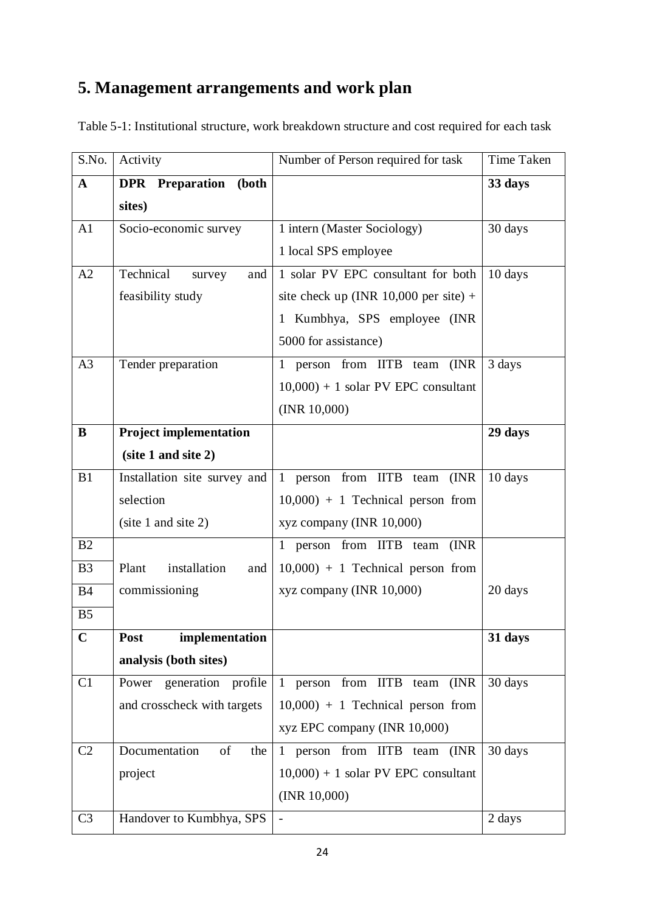# 5. Management arrangements and work plan

Table 5-1: Institutional structure, work breakdown structure and cost required for each task

| S.No. | Activity | Number of Person required for task | Time Taken |
|---|---|---|---|
| **A** | **DPR Preparation (both sites)** | | **33 days** |
| A1 | Socio-economic survey | 1 intern (Master Sociology)<br>1 local SPS employee | 30 days |
| A2 | Technical survey and feasibility study | 1 solar PV EPC consultant for both site check up (INR 10,000 per site) + 1 Kumbhya, SPS employee (INR 5000 for assistance) | 10 days |
| A3 | Tender preparation | 1 person from IITB team (INR 10,000) + 1 solar PV EPC consultant (INR 10,000) | 3 days |
| **B** | **Project implementation (site 1 and site 2)** | | **29 days** |
| B1 | Installation site survey and selection (site 1 and site 2) | 1 person from IITB team (INR 10,000) + 1 Technical person from xyz company (INR 10,000) | 10 days |
| B2 | Plant installation and commissioning | 1 person from IITB team (INR 10,000) + 1 Technical person from xyz company (INR 10,000) | 20 days |
| B3 | | | |
| B4 | | | |
| B5 | | | |
| **C** | **Post implementation analysis (both sites)** | | **31 days** |
| C1 | Power generation profile and crosscheck with targets | 1 person from IITB team (INR 10,000) + 1 Technical person from xyz EPC company (INR 10,000) | 30 days |
| C2 | Documentation of the project | 1 person from IITB team (INR 10,000) + 1 solar PV EPC consultant (INR 10,000) | 30 days |
| C3 | Handover to Kumbhya, SPS | - | 2 days |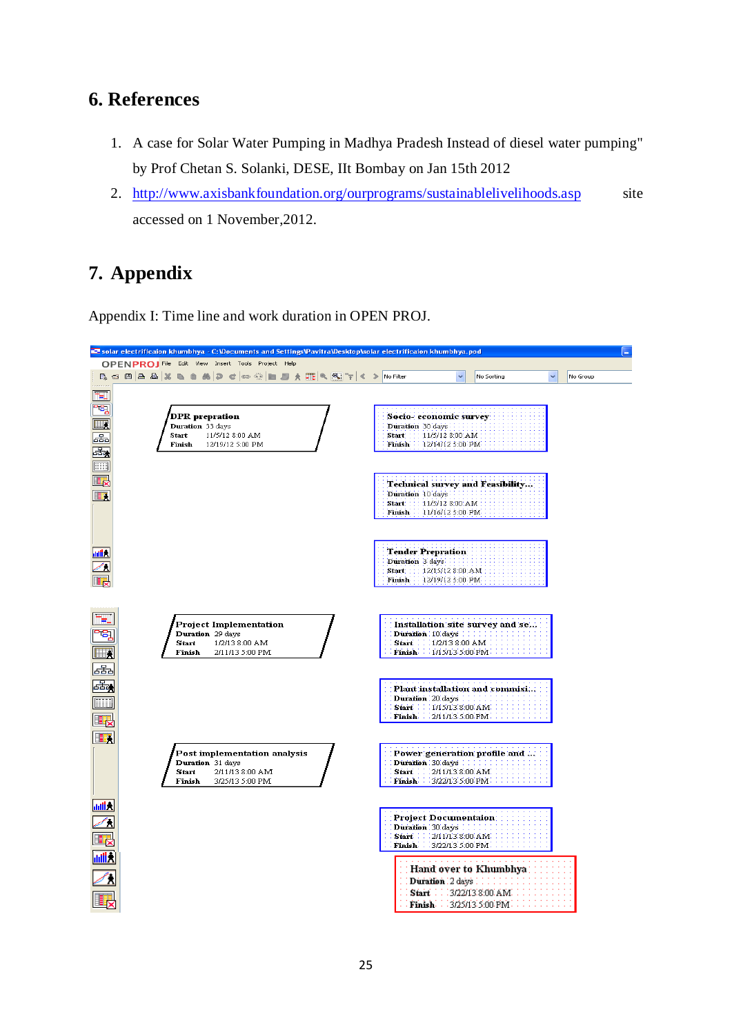## 6. References

1. A case for Solar Water Pumping in Madhya Pradesh Instead of diesel water pumping" by Prof Chetan S. Solanki, DESE, IIt Bombay on Jan 15th 2012
2. http://www.axisbankfoundation.org/ourprograms/sustainablelivelihoods.asp site accessed on 1 November,2012.

## 7. Appendix

Appendix I: Time line and work duration in OPEN PROJ.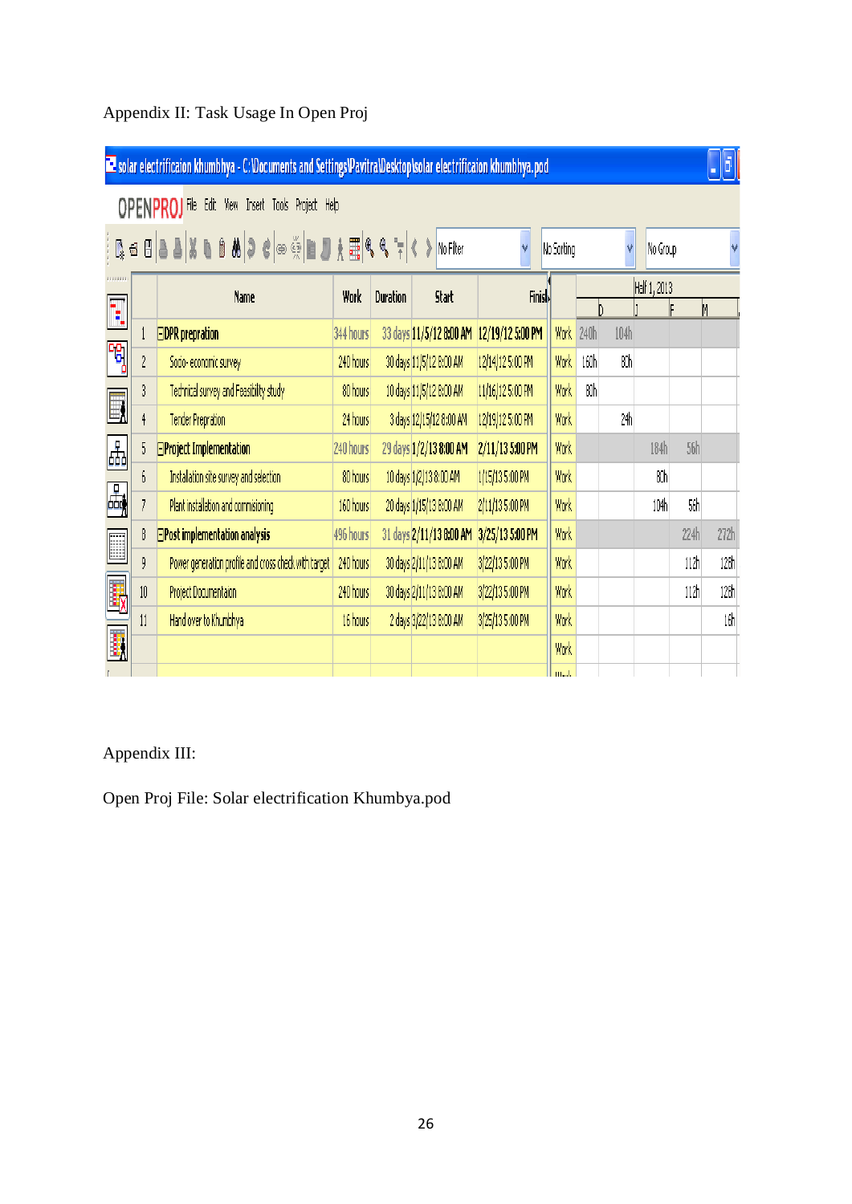Appendix II: Task Usage In Open Proj

solar electrificaion khumbhya - C:\Documents and Settings\Pavitra\Desktop\solar electrificaion khumbhya.pod

OPENPROJ File Edit View Insert Tools Project Help

No Filter | No Sorting | No Group

| | Name | Work | Duration | Start | Finish | | Half 1, 2013 D | J | F | M |
|---|---|---|---|---|---|---|---|---|---|---|
| 1 | ⊟DPR prepration | 344 hours | 33 days | 11/5/12 8:00 AM | 12/19/12 5:00 PM | Work | 240h | 104h | | |
| 2 | Socio-economic survey | 240 hours | 30 days | 11/5/12 8:00 AM | 12/14/12 5:00 PM | Work | 160h | 80h | | |
| 3 | Technical survey and Feasibility study | 80 hours | 10 days | 11/5/12 8:00 AM | 11/16/12 5:00 PM | Work | 80h | | | |
| 4 | Tender Prepration | 24 hours | 3 days | 12/15/12 8:00 AM | 12/19/12 5:00 PM | Work | | 24h | | |
| 5 | ⊟Project Implementation | 240 hours | 29 days | 1/2/13 8:00 AM | 2/11/13 5:00 PM | Work | | 184h | 56h | |
| 6 | Installation site survey and selection | 80 hours | 10 days | 1/2/13 8:00 AM | 1/15/13 5:00 PM | Work | | 80h | | |
| 7 | Plant installation and commisioning | 160 hours | 20 days | 1/15/13 8:00 AM | 2/11/13 5:00 PM | Work | | 104h | 56h | |
| 8 | ⊟Post implementation analysis | 496 hours | 31 days | 2/11/13 8:00 AM | 3/25/13 5:00 PM | Work | | | 224h | 272h |
| 9 | Power generation profile and cross check with target | 240 hours | 30 days | 2/11/13 8:00 AM | 3/22/13 5:00 PM | Work | | | 112h | 128h |
| 10 | Project Documentaion | 240 hours | 30 days | 2/11/13 8:00 AM | 3/22/13 5:00 PM | Work | | | 112h | 128h |
| 11 | Hand over to Khumbhya | 16 hours | 2 days | 3/22/13 8:00 AM | 3/25/13 5:00 PM | Work | | | | 16h |

Appendix III:

Open Proj File: Solar electrification Khumbya.pod